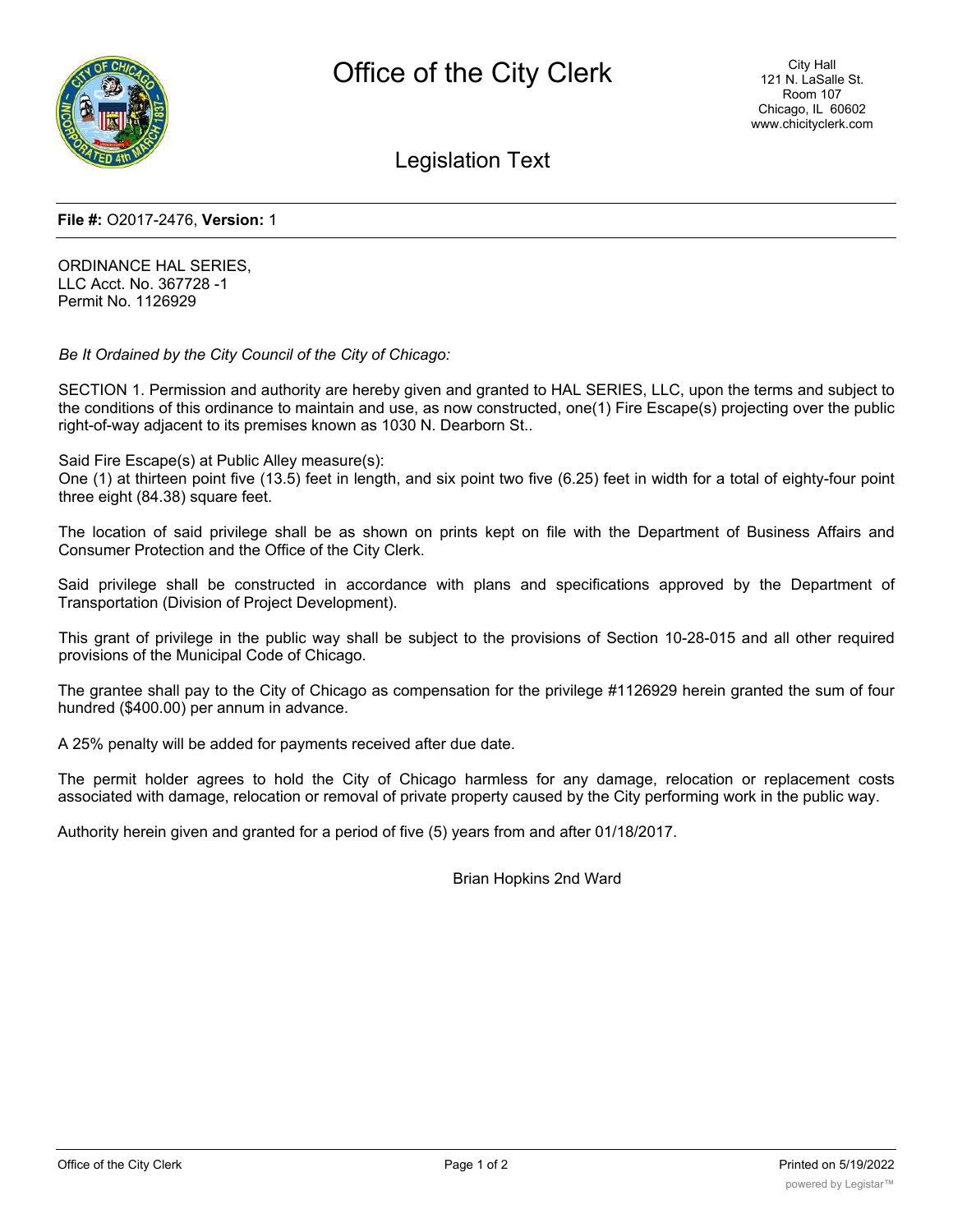# Office of the City Clerk

City Hall
121 N. LaSalle St.
Room 107
Chicago, IL 60602
www.chicityclerk.com

## Legislation Text

**File #:** O2017-2476, **Version:** 1

ORDINANCE HAL SERIES,
LLC Acct. No. 367728 -1
Permit No. 1126929

*Be It Ordained by the City Council of the City of Chicago:*

SECTION 1. Permission and authority are hereby given and granted to HAL SERIES, LLC, upon the terms and subject to the conditions of this ordinance to maintain and use, as now constructed, one(1) Fire Escape(s) projecting over the public right-of-way adjacent to its premises known as 1030 N. Dearborn St..

Said Fire Escape(s) at Public Alley measure(s):
One (1) at thirteen point five (13.5) feet in length, and six point two five (6.25) feet in width for a total of eighty-four point three eight (84.38) square feet.

The location of said privilege shall be as shown on prints kept on file with the Department of Business Affairs and Consumer Protection and the Office of the City Clerk.

Said privilege shall be constructed in accordance with plans and specifications approved by the Department of Transportation (Division of Project Development).

This grant of privilege in the public way shall be subject to the provisions of Section 10-28-015 and all other required provisions of the Municipal Code of Chicago.

The grantee shall pay to the City of Chicago as compensation for the privilege #1126929 herein granted the sum of four hundred ($400.00) per annum in advance.

A 25% penalty will be added for payments received after due date.

The permit holder agrees to hold the City of Chicago harmless for any damage, relocation or replacement costs associated with damage, relocation or removal of private property caused by the City performing work in the public way.

Authority herein given and granted for a period of five (5) years from and after 01/18/2017.

Brian Hopkins 2nd Ward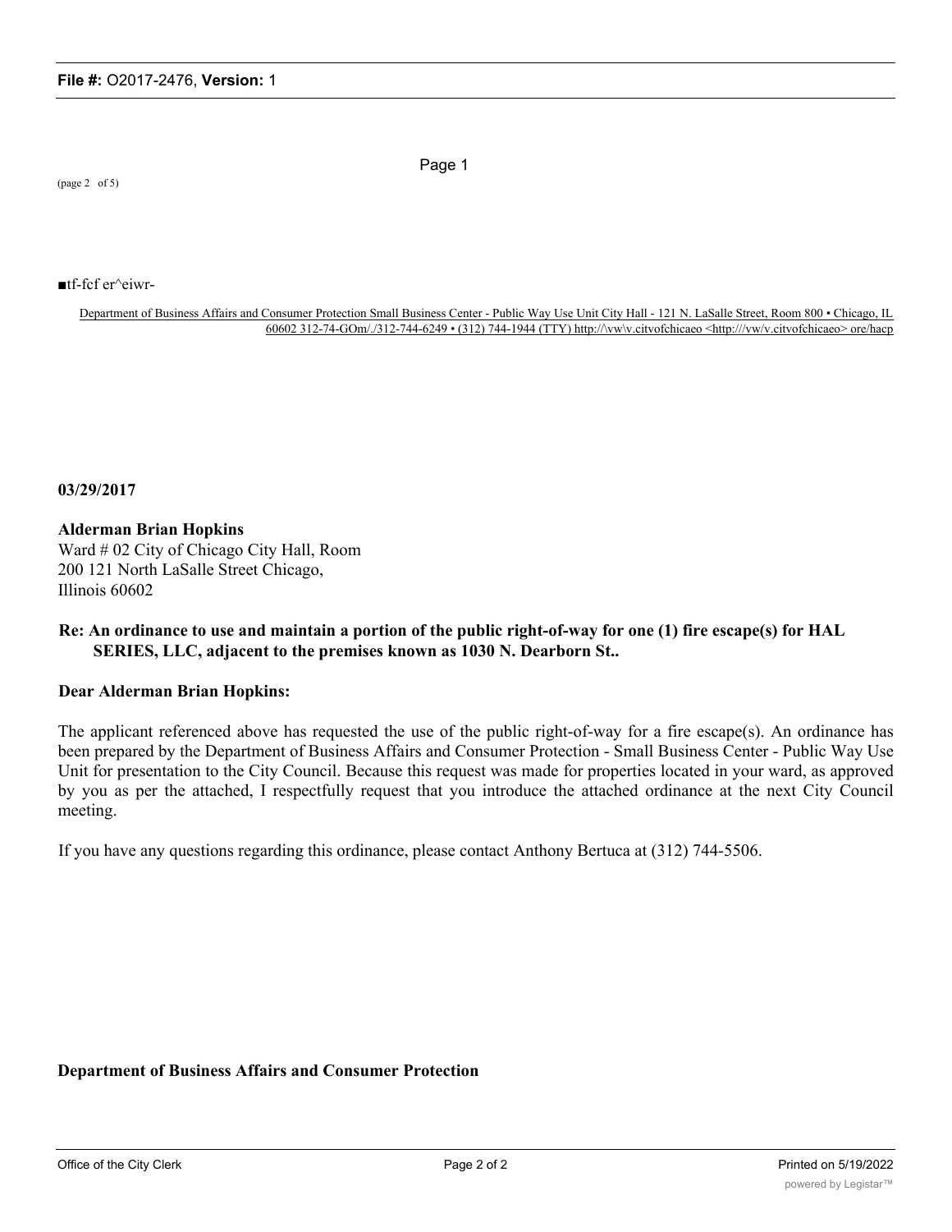(page 2 of 5)

■tf-fcf er^eiwr-

Department of Business Affairs and Consumer Protection Small Business Center - Public Way Use Unit City Hall - 121 N. LaSalle Street, Room 800 • Chicago, IL 60602 312-74-GOm/./312-744-6249 • (312) 744-1944 (TTY) http://\vw\v.citvofchicaeo <http:///vw/v.citvofchicaeo> ore/hacp

**03/29/2017**

**Alderman Brian Hopkins**
Ward # 02 City of Chicago City Hall, Room 200 121 North LaSalle Street Chicago, Illinois 60602

**Re: An ordinance to use and maintain a portion of the public right-of-way for one (1) fire escape(s) for HAL SERIES, LLC, adjacent to the premises known as 1030 N. Dearborn St..**

**Dear Alderman Brian Hopkins:**

The applicant referenced above has requested the use of the public right-of-way for a fire escape(s). An ordinance has been prepared by the Department of Business Affairs and Consumer Protection - Small Business Center - Public Way Use Unit for presentation to the City Council. Because this request was made for properties located in your ward, as approved by you as per the attached, I respectfully request that you introduce the attached ordinance at the next City Council meeting.

If you have any questions regarding this ordinance, please contact Anthony Bertuca at (312) 744-5506.

**Department of Business Affairs and Consumer Protection**